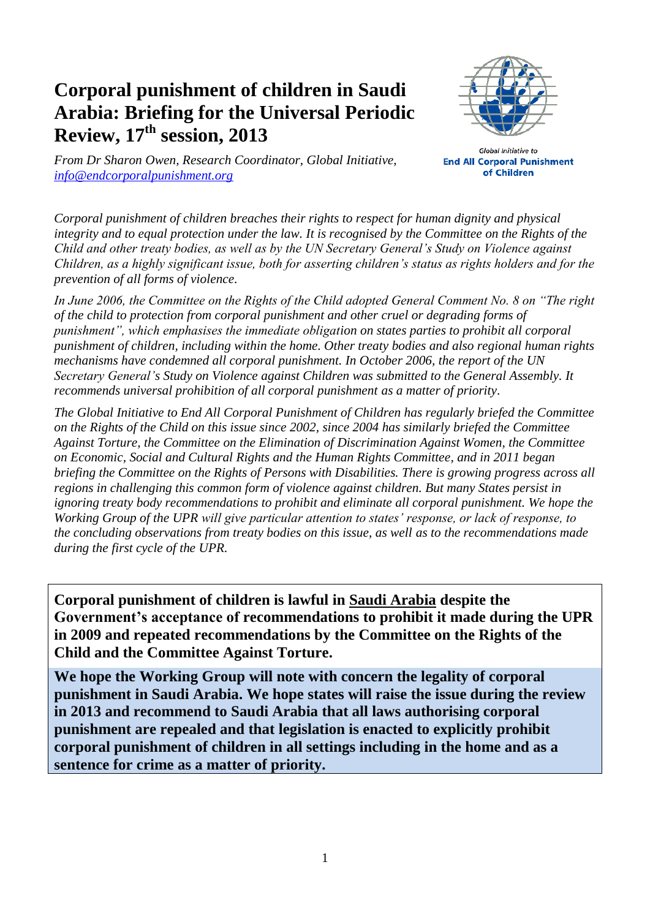# Corporal punishment of children in Saudi Arabia: Briefing for the Universal Periodic Review, 17th session, 2013

*From Dr Sharon Owen, Research Coordinator, Global Initiative, [info@endcorporalpunishment.org](mailto:info@endcorporalpunishment.org)*

Global Initiative to
**End All Corporal Punishment of Children**

*Corporal punishment of children breaches their rights to respect for human dignity and physical integrity and to equal protection under the law. It is recognised by the Committee on the Rights of the Child and other treaty bodies, as well as by the UN Secretary General's Study on Violence against Children, as a highly significant issue, both for asserting children's status as rights holders and for the prevention of all forms of violence.*

*In June 2006, the Committee on the Rights of the Child adopted General Comment No. 8 on "The right of the child to protection from corporal punishment and other cruel or degrading forms of punishment", which emphasises the immediate obligation on states parties to prohibit all corporal punishment of children, including within the home. Other treaty bodies and also regional human rights mechanisms have condemned all corporal punishment. In October 2006, the report of the UN Secretary General's Study on Violence against Children was submitted to the General Assembly. It recommends universal prohibition of all corporal punishment as a matter of priority.*

*The Global Initiative to End All Corporal Punishment of Children has regularly briefed the Committee on the Rights of the Child on this issue since 2002, since 2004 has similarly briefed the Committee Against Torture, the Committee on the Elimination of Discrimination Against Women, the Committee on Economic, Social and Cultural Rights and the Human Rights Committee, and in 2011 began briefing the Committee on the Rights of Persons with Disabilities. There is growing progress across all regions in challenging this common form of violence against children. But many States persist in ignoring treaty body recommendations to prohibit and eliminate all corporal punishment. We hope the Working Group of the UPR will give particular attention to states' response, or lack of response, to the concluding observations from treaty bodies on this issue, as well as to the recommendations made during the first cycle of the UPR.*

**Corporal punishment of children is lawful in Saudi Arabia despite the Government's acceptance of recommendations to prohibit it made during the UPR in 2009 and repeated recommendations by the Committee on the Rights of the Child and the Committee Against Torture.**

**We hope the Working Group will note with concern the legality of corporal punishment in Saudi Arabia. We hope states will raise the issue during the review in 2013 and recommend to Saudi Arabia that all laws authorising corporal punishment are repealed and that legislation is enacted to explicitly prohibit corporal punishment of children in all settings including in the home and as a sentence for crime as a matter of priority.**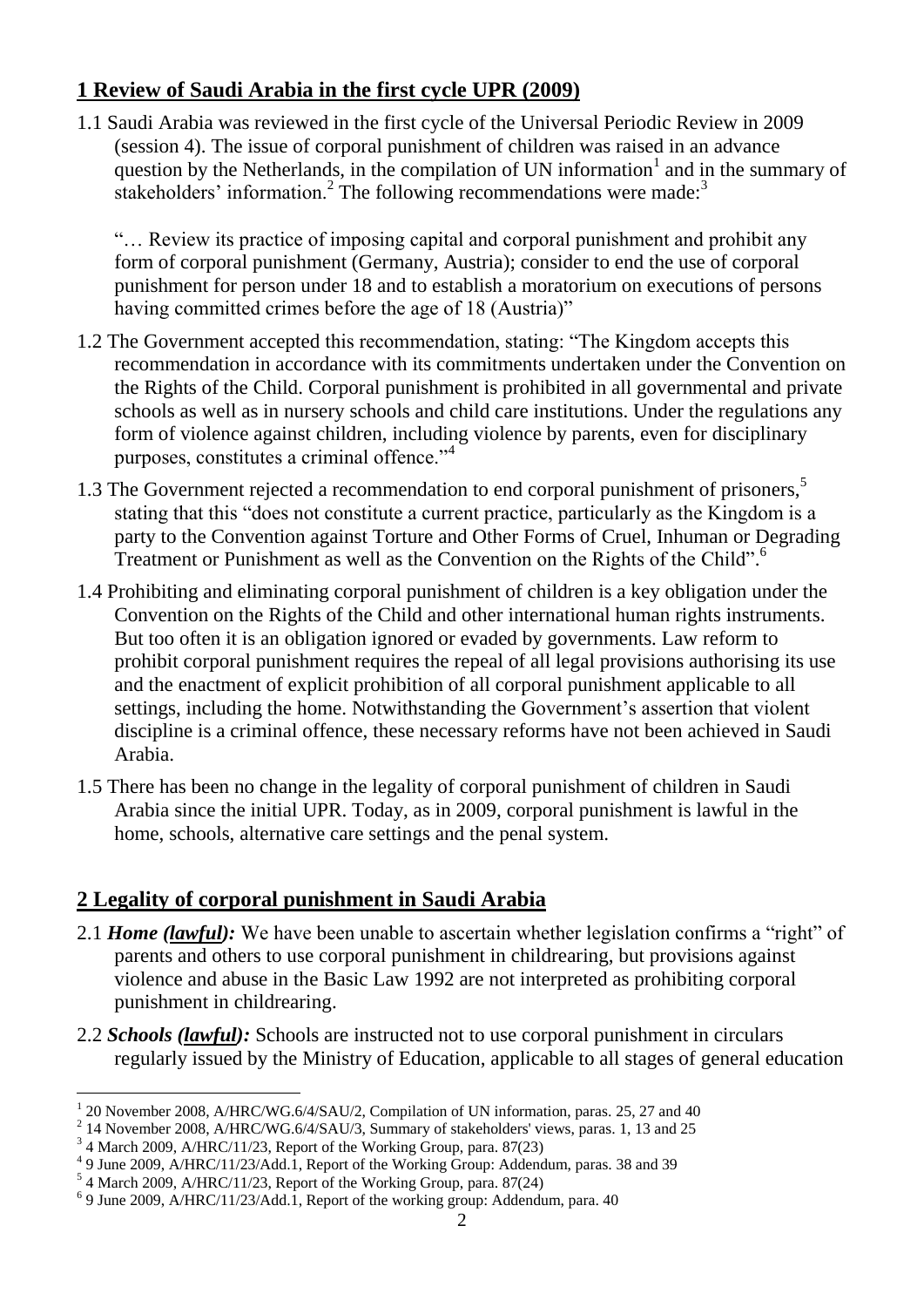## 1 Review of Saudi Arabia in the first cycle UPR (2009)

1.1 Saudi Arabia was reviewed in the first cycle of the Universal Periodic Review in 2009 (session 4). The issue of corporal punishment of children was raised in an advance question by the Netherlands, in the compilation of UN information[1] and in the summary of stakeholders' information.[2] The following recommendations were made:[3]

> "… Review its practice of imposing capital and corporal punishment and prohibit any form of corporal punishment (Germany, Austria); consider to end the use of corporal punishment for person under 18 and to establish a moratorium on executions of persons having committed crimes before the age of 18 (Austria)"

1.2 The Government accepted this recommendation, stating: "The Kingdom accepts this recommendation in accordance with its commitments undertaken under the Convention on the Rights of the Child. Corporal punishment is prohibited in all governmental and private schools as well as in nursery schools and child care institutions. Under the regulations any form of violence against children, including violence by parents, even for disciplinary purposes, constitutes a criminal offence."[4]

1.3 The Government rejected a recommendation to end corporal punishment of prisoners,[5] stating that this "does not constitute a current practice, particularly as the Kingdom is a party to the Convention against Torture and Other Forms of Cruel, Inhuman or Degrading Treatment or Punishment as well as the Convention on the Rights of the Child".[6]

1.4 Prohibiting and eliminating corporal punishment of children is a key obligation under the Convention on the Rights of the Child and other international human rights instruments. But too often it is an obligation ignored or evaded by governments. Law reform to prohibit corporal punishment requires the repeal of all legal provisions authorising its use and the enactment of explicit prohibition of all corporal punishment applicable to all settings, including the home. Notwithstanding the Government's assertion that violent discipline is a criminal offence, these necessary reforms have not been achieved in Saudi Arabia.

1.5 There has been no change in the legality of corporal punishment of children in Saudi Arabia since the initial UPR. Today, as in 2009, corporal punishment is lawful in the home, schools, alternative care settings and the penal system.

## 2 Legality of corporal punishment in Saudi Arabia

2.1 ***Home (lawful):*** We have been unable to ascertain whether legislation confirms a "right" of parents and others to use corporal punishment in childrearing, but provisions against violence and abuse in the Basic Law 1992 are not interpreted as prohibiting corporal punishment in childrearing.

2.2 ***Schools (lawful):*** Schools are instructed not to use corporal punishment in circulars regularly issued by the Ministry of Education, applicable to all stages of general education

---

[1] 20 November 2008, A/HRC/WG.6/4/SAU/2, Compilation of UN information, paras. 25, 27 and 40

[2] 14 November 2008, A/HRC/WG.6/4/SAU/3, Summary of stakeholders' views, paras. 1, 13 and 25

[3] 4 March 2009, A/HRC/11/23, Report of the Working Group, para. 87(23)

[4] 9 June 2009, A/HRC/11/23/Add.1, Report of the Working Group: Addendum, paras. 38 and 39

[5] 4 March 2009, A/HRC/11/23, Report of the Working Group, para. 87(24)

[6] 9 June 2009, A/HRC/11/23/Add.1, Report of the working group: Addendum, para. 40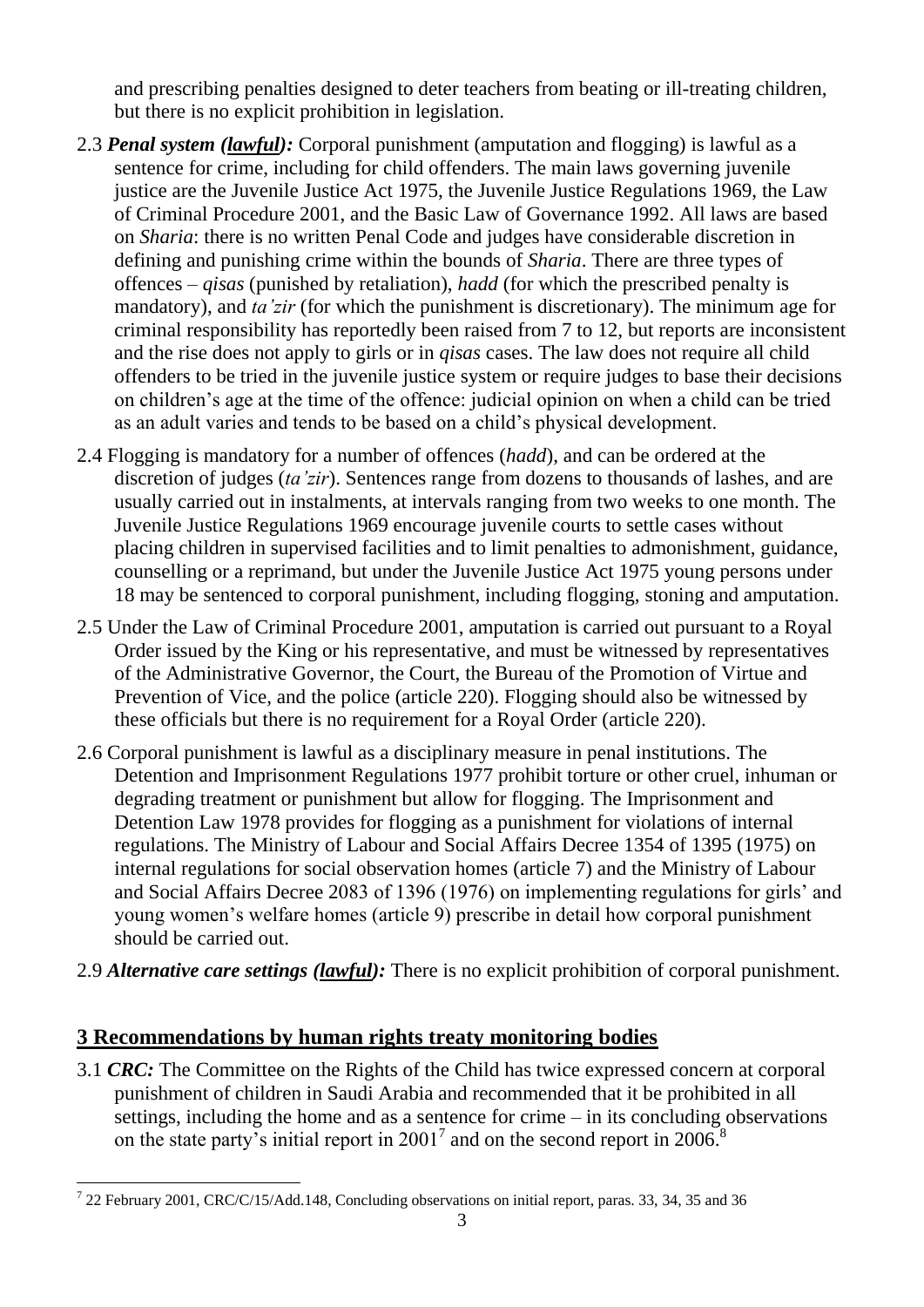and prescribing penalties designed to deter teachers from beating or ill-treating children, but there is no explicit prohibition in legislation.

2.3 ***Penal system (lawful):*** Corporal punishment (amputation and flogging) is lawful as a sentence for crime, including for child offenders. The main laws governing juvenile justice are the Juvenile Justice Act 1975, the Juvenile Justice Regulations 1969, the Law of Criminal Procedure 2001, and the Basic Law of Governance 1992. All laws are based on *Sharia*: there is no written Penal Code and judges have considerable discretion in defining and punishing crime within the bounds of *Sharia*. There are three types of offences – *qisas* (punished by retaliation), *hadd* (for which the prescribed penalty is mandatory), and *ta'zir* (for which the punishment is discretionary). The minimum age for criminal responsibility has reportedly been raised from 7 to 12, but reports are inconsistent and the rise does not apply to girls or in *qisas* cases. The law does not require all child offenders to be tried in the juvenile justice system or require judges to base their decisions on children's age at the time of the offence: judicial opinion on when a child can be tried as an adult varies and tends to be based on a child's physical development.

2.4 Flogging is mandatory for a number of offences (*hadd*), and can be ordered at the discretion of judges (*ta'zir*). Sentences range from dozens to thousands of lashes, and are usually carried out in instalments, at intervals ranging from two weeks to one month. The Juvenile Justice Regulations 1969 encourage juvenile courts to settle cases without placing children in supervised facilities and to limit penalties to admonishment, guidance, counselling or a reprimand, but under the Juvenile Justice Act 1975 young persons under 18 may be sentenced to corporal punishment, including flogging, stoning and amputation.

2.5 Under the Law of Criminal Procedure 2001, amputation is carried out pursuant to a Royal Order issued by the King or his representative, and must be witnessed by representatives of the Administrative Governor, the Court, the Bureau of the Promotion of Virtue and Prevention of Vice, and the police (article 220). Flogging should also be witnessed by these officials but there is no requirement for a Royal Order (article 220).

2.6 Corporal punishment is lawful as a disciplinary measure in penal institutions. The Detention and Imprisonment Regulations 1977 prohibit torture or other cruel, inhuman or degrading treatment or punishment but allow for flogging. The Imprisonment and Detention Law 1978 provides for flogging as a punishment for violations of internal regulations. The Ministry of Labour and Social Affairs Decree 1354 of 1395 (1975) on internal regulations for social observation homes (article 7) and the Ministry of Labour and Social Affairs Decree 2083 of 1396 (1976) on implementing regulations for girls' and young women's welfare homes (article 9) prescribe in detail how corporal punishment should be carried out.

2.9 ***Alternative care settings (lawful):*** There is no explicit prohibition of corporal punishment.

## 3 Recommendations by human rights treaty monitoring bodies

3.1 ***CRC:*** The Committee on the Rights of the Child has twice expressed concern at corporal punishment of children in Saudi Arabia and recommended that it be prohibited in all settings, including the home and as a sentence for crime – in its concluding observations on the state party's initial report in 2001[7] and on the second report in 2006.[8]

---

[7] 22 February 2001, CRC/C/15/Add.148, Concluding observations on initial report, paras. 33, 34, 35 and 36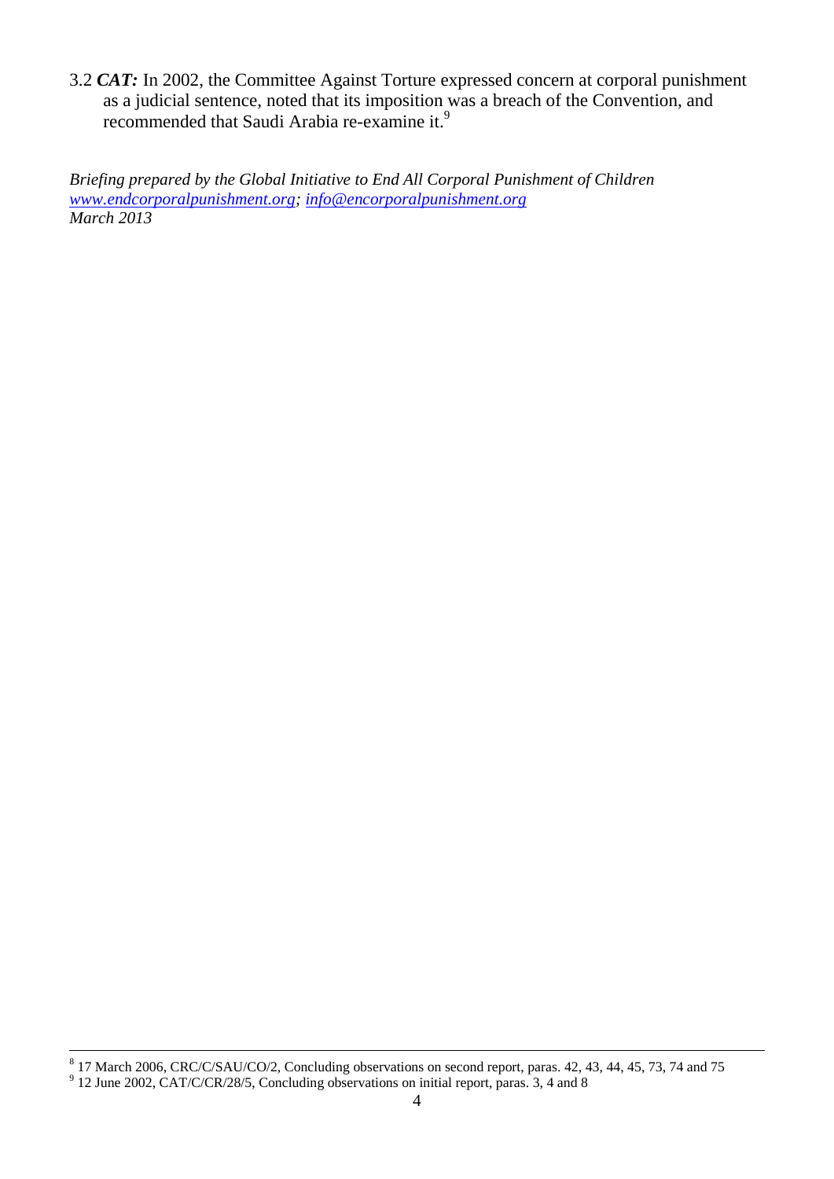3.2 ***CAT:*** In 2002, the Committee Against Torture expressed concern at corporal punishment as a judicial sentence, noted that its imposition was a breach of the Convention, and recommended that Saudi Arabia re-examine it.[9]

*Briefing prepared by the Global Initiative to End All Corporal Punishment of Children*
*www.endcorporalpunishment.org; info@encorporalpunishment.org*
*March 2013*

---

[8] 17 March 2006, CRC/C/SAU/CO/2, Concluding observations on second report, paras. 42, 43, 44, 45, 73, 74 and 75

[9] 12 June 2002, CAT/C/CR/28/5, Concluding observations on initial report, paras. 3, 4 and 8